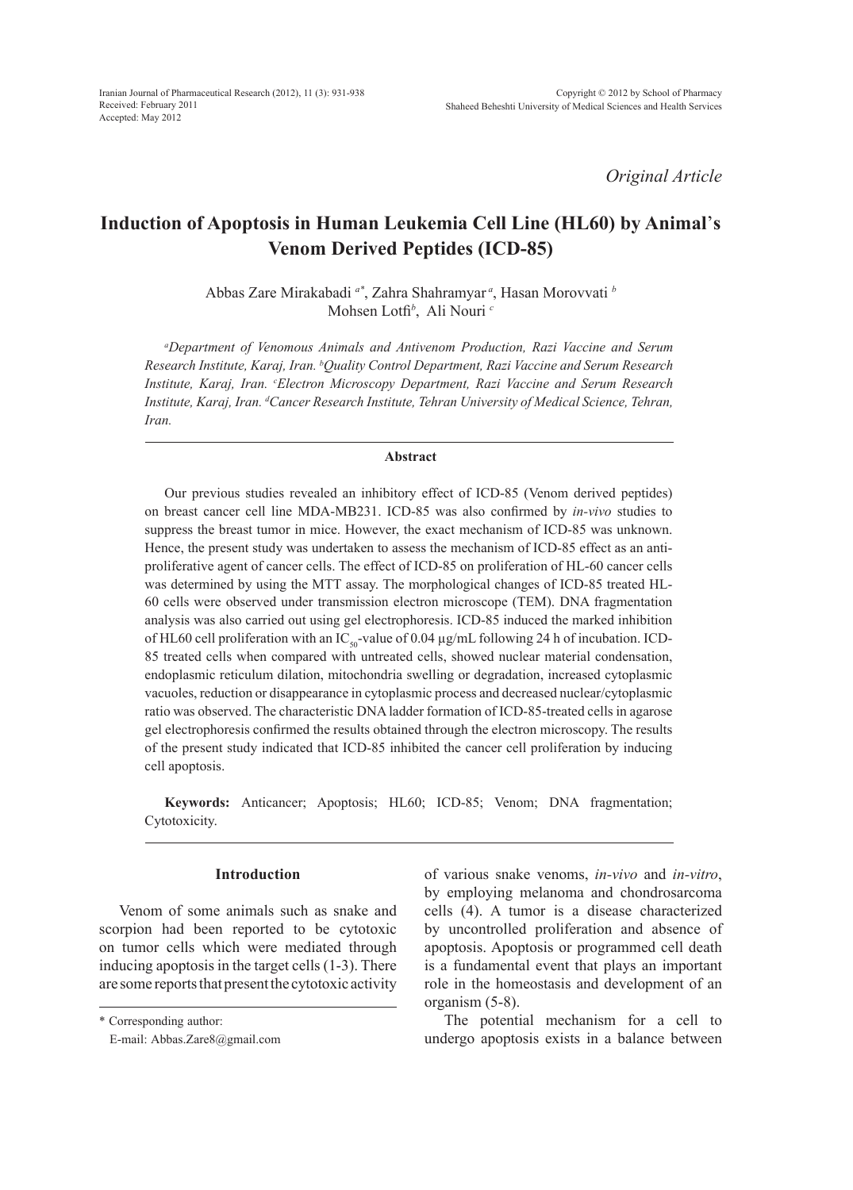*Original Article*

# Induction of Apoptosis in Human Leukemia Cell Line (HL60) by Animal's Venom Derived Peptides (ICD-85)

Abbas Zare Mirakabadi [a*], Zahra Shahramyar [a], Hasan Morovvati [b]
Mohsen Lotfi[b], Ali Nouri [c]

[a]*Department of Venomous Animals and Antivenom Production, Razi Vaccine and Serum Research Institute, Karaj, Iran.* [b]*Quality Control Department, Razi Vaccine and Serum Research Institute, Karaj, Iran.* [c]*Electron Microscopy Department, Razi Vaccine and Serum Research Institute, Karaj, Iran.* [d]*Cancer Research Institute, Tehran University of Medical Science, Tehran, Iran.*

### Abstract

Our previous studies revealed an inhibitory effect of ICD-85 (Venom derived peptides) on breast cancer cell line MDA-MB231. ICD-85 was also confirmed by *in-vivo* studies to suppress the breast tumor in mice. However, the exact mechanism of ICD-85 was unknown. Hence, the present study was undertaken to assess the mechanism of ICD-85 effect as an anti-proliferative agent of cancer cells. The effect of ICD-85 on proliferation of HL-60 cancer cells was determined by using the MTT assay. The morphological changes of ICD-85 treated HL-60 cells were observed under transmission electron microscope (TEM). DNA fragmentation analysis was also carried out using gel electrophoresis. ICD-85 induced the marked inhibition of HL60 cell proliferation with an $IC_{50}$-value of 0.04 µg/mL following 24 h of incubation. ICD-85 treated cells when compared with untreated cells, showed nuclear material condensation, endoplasmic reticulum dilation, mitochondria swelling or degradation, increased cytoplasmic vacuoles, reduction or disappearance in cytoplasmic process and decreased nuclear/cytoplasmic ratio was observed. The characteristic DNA ladder formation of ICD-85-treated cells in agarose gel electrophoresis confirmed the results obtained through the electron microscopy. The results of the present study indicated that ICD-85 inhibited the cancer cell proliferation by inducing cell apoptosis.

**Keywords:** Anticancer; Apoptosis; HL60; ICD-85; Venom; DNA fragmentation; Cytotoxicity.

## Introduction

Venom of some animals such as snake and scorpion had been reported to be cytotoxic on tumor cells which were mediated through inducing apoptosis in the target cells (1-3). There are some reports that present the cytotoxic activity of various snake venoms, *in-vivo* and *in-vitro*, by employing melanoma and chondrosarcoma cells (4). A tumor is a disease characterized by uncontrolled proliferation and absence of apoptosis. Apoptosis or programmed cell death is a fundamental event that plays an important role in the homeostasis and development of an organism (5-8).

The potential mechanism for a cell to undergo apoptosis exists in a balance between

\* Corresponding author:
E-mail: Abbas.Zare8@gmail.com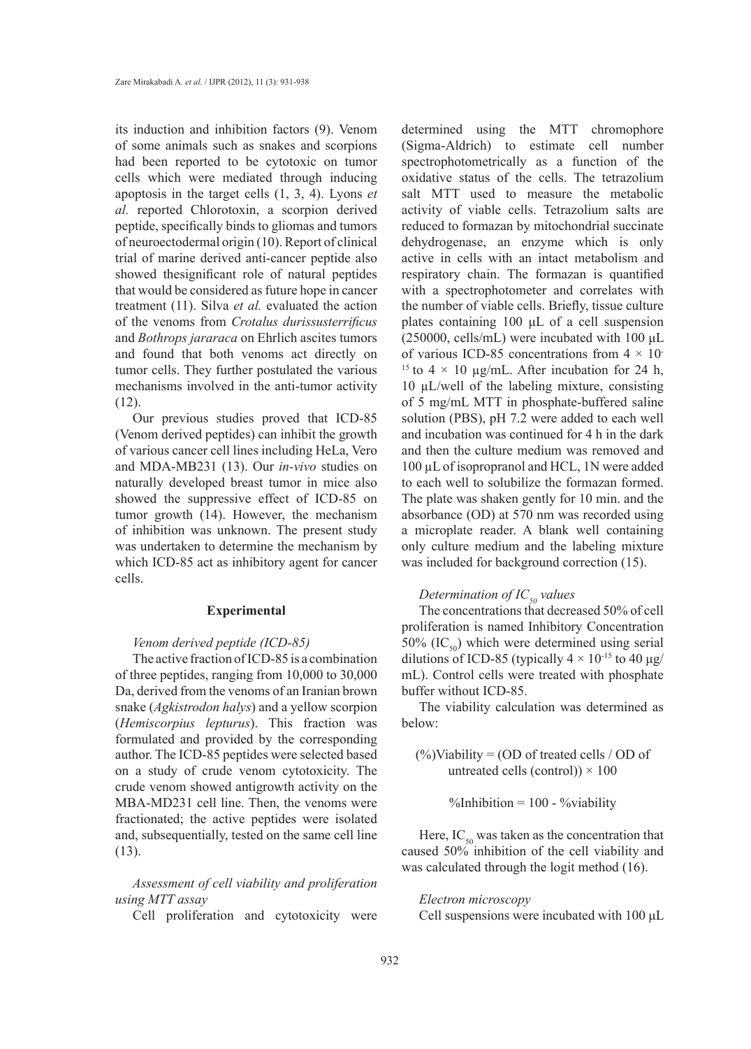its induction and inhibition factors (9). Venom of some animals such as snakes and scorpions had been reported to be cytotoxic on tumor cells which were mediated through inducing apoptosis in the target cells (1, 3, 4). Lyons *et al.* reported Chlorotoxin, a scorpion derived peptide, specifically binds to gliomas and tumors of neuroectodermal origin (10). Report of clinical trial of marine derived anti-cancer peptide also showed thesignificant role of natural peptides that would be considered as future hope in cancer treatment (11). Silva *et al.* evaluated the action of the venoms from *Crotalus durissusterrificus* and *Bothrops jararaca* on Ehrlich ascites tumors and found that both venoms act directly on tumor cells. They further postulated the various mechanisms involved in the anti-tumor activity (12).

Our previous studies proved that ICD-85 (Venom derived peptides) can inhibit the growth of various cancer cell lines including HeLa, Vero and MDA-MB231 (13). Our *in-vivo* studies on naturally developed breast tumor in mice also showed the suppressive effect of ICD-85 on tumor growth (14). However, the mechanism of inhibition was unknown. The present study was undertaken to determine the mechanism by which ICD-85 act as inhibitory agent for cancer cells.

## Experimental

### *Venom derived peptide (ICD-85)*

The active fraction of ICD-85 is a combination of three peptides, ranging from 10,000 to 30,000 Da, derived from the venoms of an Iranian brown snake (*Agkistrodon halys*) and a yellow scorpion (*Hemiscorpius lepturus*). This fraction was formulated and provided by the corresponding author. The ICD-85 peptides were selected based on a study of crude venom cytotoxicity. The crude venom showed antigrowth activity on the MBA-MD231 cell line. Then, the venoms were fractionated; the active peptides were isolated and, subsequentially, tested on the same cell line (13).

### *Assessment of cell viability and proliferation using MTT assay*

Cell proliferation and cytotoxicity were determined using the MTT chromophore (Sigma-Aldrich) to estimate cell number spectrophotometrically as a function of the oxidative status of the cells. The tetrazolium salt MTT used to measure the metabolic activity of viable cells. Tetrazolium salts are reduced to formazan by mitochondrial succinate dehydrogenase, an enzyme which is only active in cells with an intact metabolism and respiratory chain. The formazan is quantified with a spectrophotometer and correlates with the number of viable cells. Briefly, tissue culture plates containing 100 µL of a cell suspension (250000, cells/mL) were incubated with 100 µL of various ICD-85 concentrations from $4 \times 10^{-15}$ to $4 \times 10$ µg/mL. After incubation for 24 h, 10 µL/well of the labeling mixture, consisting of 5 mg/mL MTT in phosphate-buffered saline solution (PBS), pH 7.2 were added to each well and incubation was continued for 4 h in the dark and then the culture medium was removed and 100 µL of isopropranol and HCL, 1N were added to each well to solubilize the formazan formed. The plate was shaken gently for 10 min. and the absorbance (OD) at 570 nm was recorded using a microplate reader. A blank well containing only culture medium and the labeling mixture was included for background correction (15).

### *Determination of $IC_{50}$ values*

The concentrations that decreased 50% of cell proliferation is named Inhibitory Concentration 50% ($IC_{50}$) which were determined using serial dilutions of ICD-85 (typically $4 \times 10^{-15}$ to 40 µg/mL). Control cells were treated with phosphate buffer without ICD-85.

The viability calculation was determined as below:

$$(\%)\text{Viability} = (\text{OD of treated cells} / \text{OD of untreated cells (control)}) \times 100$$

$$\%\text{Inhibition} = 100 - \%\text{viability}$$

Here, $IC_{50}$ was taken as the concentration that caused 50% inhibition of the cell viability and was calculated through the logit method (16).

### *Electron microscopy*

Cell suspensions were incubated with 100 µL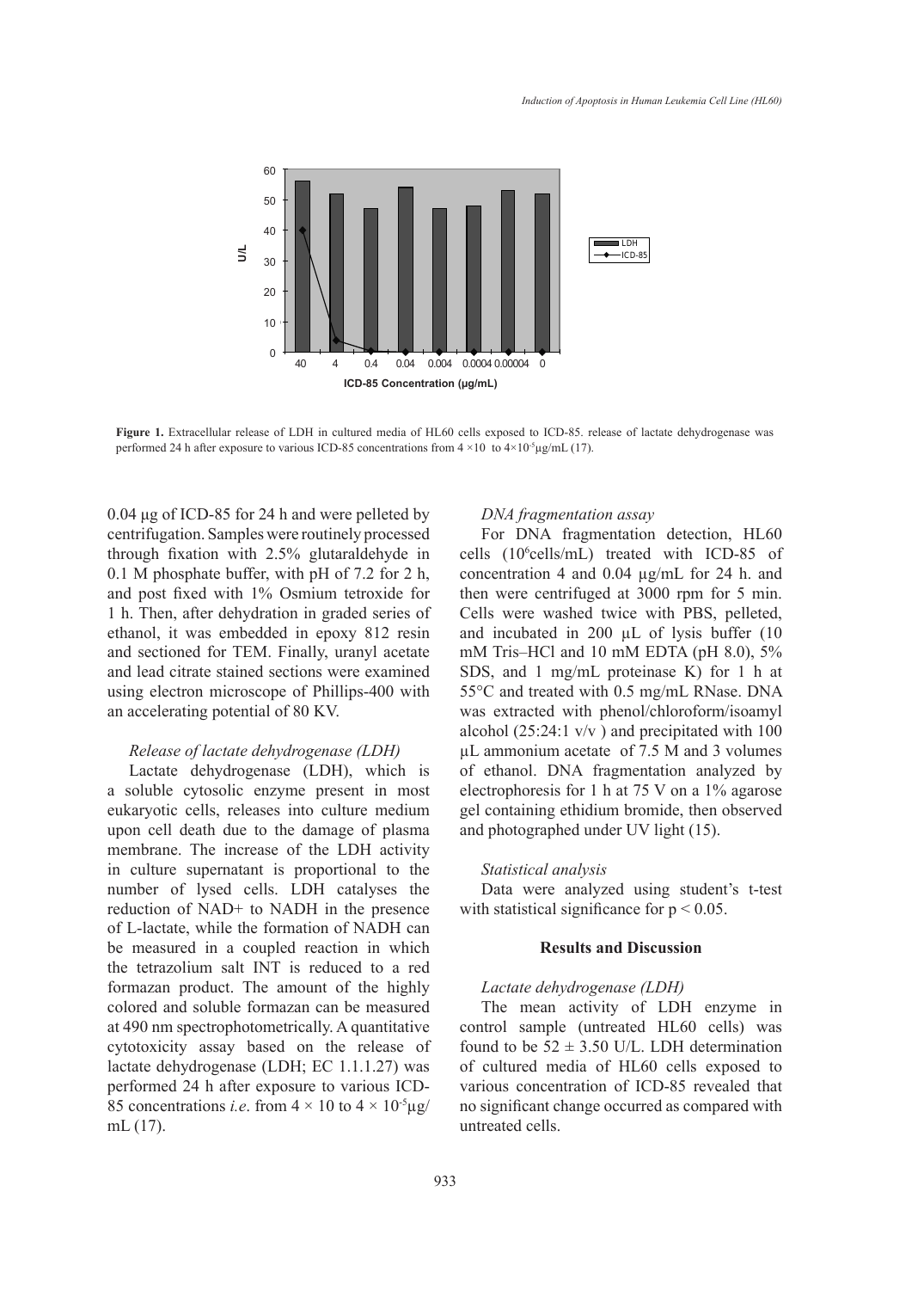**Figure 1.** Extracellular release of LDH in cultured media of HL60 cells exposed to ICD-85. release of lactate dehydrogenase was performed 24 h after exposure to various ICD-85 concentrations from $4 \times 10$ to $4 \times 10^{-5}$ µg/mL (17).

0.04 µg of ICD-85 for 24 h and were pelleted by centrifugation. Samples were routinely processed through fixation with 2.5% glutaraldehyde in 0.1 M phosphate buffer, with pH of 7.2 for 2 h, and post fixed with 1% Osmium tetroxide for 1 h. Then, after dehydration in graded series of ethanol, it was embedded in epoxy 812 resin and sectioned for TEM. Finally, uranyl acetate and lead citrate stained sections were examined using electron microscope of Phillips-400 with an accelerating potential of 80 KV.

### *Release of lactate dehydrogenase (LDH)*

Lactate dehydrogenase (LDH), which is a soluble cytosolic enzyme present in most eukaryotic cells, releases into culture medium upon cell death due to the damage of plasma membrane. The increase of the LDH activity in culture supernatant is proportional to the number of lysed cells. LDH catalyses the reduction of $NAD^+$ to NADH in the presence of L-lactate, while the formation of NADH can be measured in a coupled reaction in which the tetrazolium salt INT is reduced to a red formazan product. The amount of the highly colored and soluble formazan can be measured at 490 nm spectrophotometrically. A quantitative cytotoxicity assay based on the release of lactate dehydrogenase (LDH; EC 1.1.1.27) was performed 24 h after exposure to various ICD-85 concentrations *i.e*. from $4 \times 10$ to $4 \times 10^{-5}$ µg/mL (17).

### *DNA fragmentation assay*

For DNA fragmentation detection, HL60 cells ($10^6$ cells/mL) treated with ICD-85 of concentration 4 and 0.04 µg/mL for 24 h. and then were centrifuged at 3000 rpm for 5 min. Cells were washed twice with PBS, pelleted, and incubated in 200 µL of lysis buffer (10 mM Tris–HCl and 10 mM EDTA (pH 8.0), 5% SDS, and 1 mg/mL proteinase K) for 1 h at 55°C and treated with 0.5 mg/mL RNase. DNA was extracted with phenol/chloroform/isoamyl alcohol (25:24:1 v/v ) and precipitated with 100 µL ammonium acetate of 7.5 M and 3 volumes of ethanol. DNA fragmentation analyzed by electrophoresis for 1 h at 75 V on a 1% agarose gel containing ethidium bromide, then observed and photographed under UV light (15).

### *Statistical analysis*

Data were analyzed using student's t-test with statistical significance for $p < 0.05$.

## Results and Discussion

### *Lactate dehydrogenase (LDH)*

The mean activity of LDH enzyme in control sample (untreated HL60 cells) was found to be $52 \pm 3.50$ U/L. LDH determination of cultured media of HL60 cells exposed to various concentration of ICD-85 revealed that no significant change occurred as compared with untreated cells.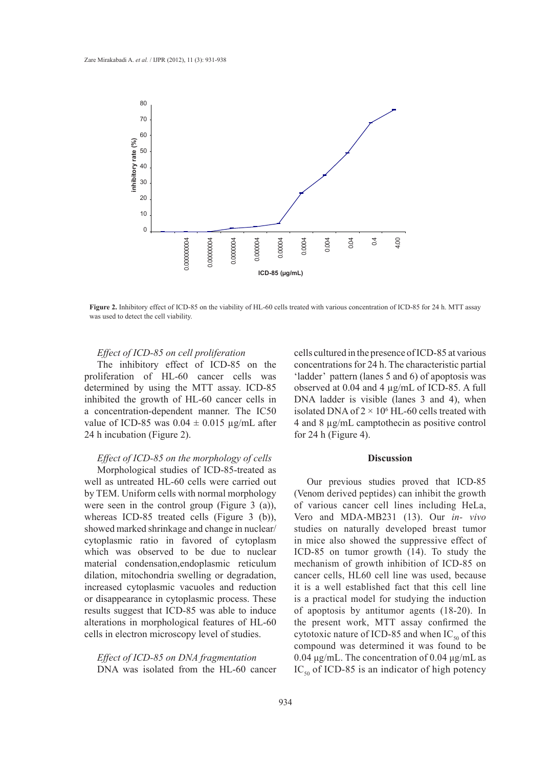**Figure 2.** Inhibitory effect of ICD-85 on the viability of HL-60 cells treated with various concentration of ICD-85 for 24 h. MTT assay was used to detect the cell viability.

### *Effect of ICD-85 on cell proliferation*

The inhibitory effect of ICD-85 on the proliferation of HL-60 cancer cells was determined by using the MTT assay. ICD-85 inhibited the growth of HL-60 cancer cells in a concentration-dependent manner. The IC50 value of ICD-85 was $0.04 \pm 0.015$ µg/mL after 24 h incubation (Figure 2).

### *Effect of ICD-85 on the morphology of cells*

Morphological studies of ICD-85-treated as well as untreated HL-60 cells were carried out by TEM. Uniform cells with normal morphology were seen in the control group (Figure 3 (a)), whereas ICD-85 treated cells (Figure 3 (b)), showed marked shrinkage and change in nuclear/cytoplasmic ratio in favored of cytoplasm which was observed to be due to nuclear material condensation,endoplasmic reticulum dilation, mitochondria swelling or degradation, increased cytoplasmic vacuoles and reduction or disappearance in cytoplasmic process. These results suggest that ICD-85 was able to induce alterations in morphological features of HL-60 cells in electron microscopy level of studies.

### *Effect of ICD-85 on DNA fragmentation*

DNA was isolated from the HL-60 cancer cells cultured in the presence of ICD-85 at various concentrations for 24 h. The characteristic partial 'ladder' pattern (lanes 5 and 6) of apoptosis was observed at 0.04 and 4 µg/mL of ICD-85. A full DNA ladder is visible (lanes 3 and 4), when isolated DNA of $2 \times 10^6$ HL-60 cells treated with 4 and 8 µg/mL camptothecin as positive control for 24 h (Figure 4).

## Discussion

Our previous studies proved that ICD-85 (Venom derived peptides) can inhibit the growth of various cancer cell lines including HeLa, Vero and MDA-MB231 (13). Our *in- vivo* studies on naturally developed breast tumor in mice also showed the suppressive effect of ICD-85 on tumor growth (14). To study the mechanism of growth inhibition of ICD-85 on cancer cells, HL60 cell line was used, because it is a well established fact that this cell line is a practical model for studying the induction of apoptosis by antitumor agents (18-20). In the present work, MTT assay confirmed the cytotoxic nature of ICD-85 and when $IC_{50}$ of this compound was determined it was found to be 0.04 µg/mL. The concentration of 0.04 µg/mL as $IC_{50}$ of ICD-85 is an indicator of high potency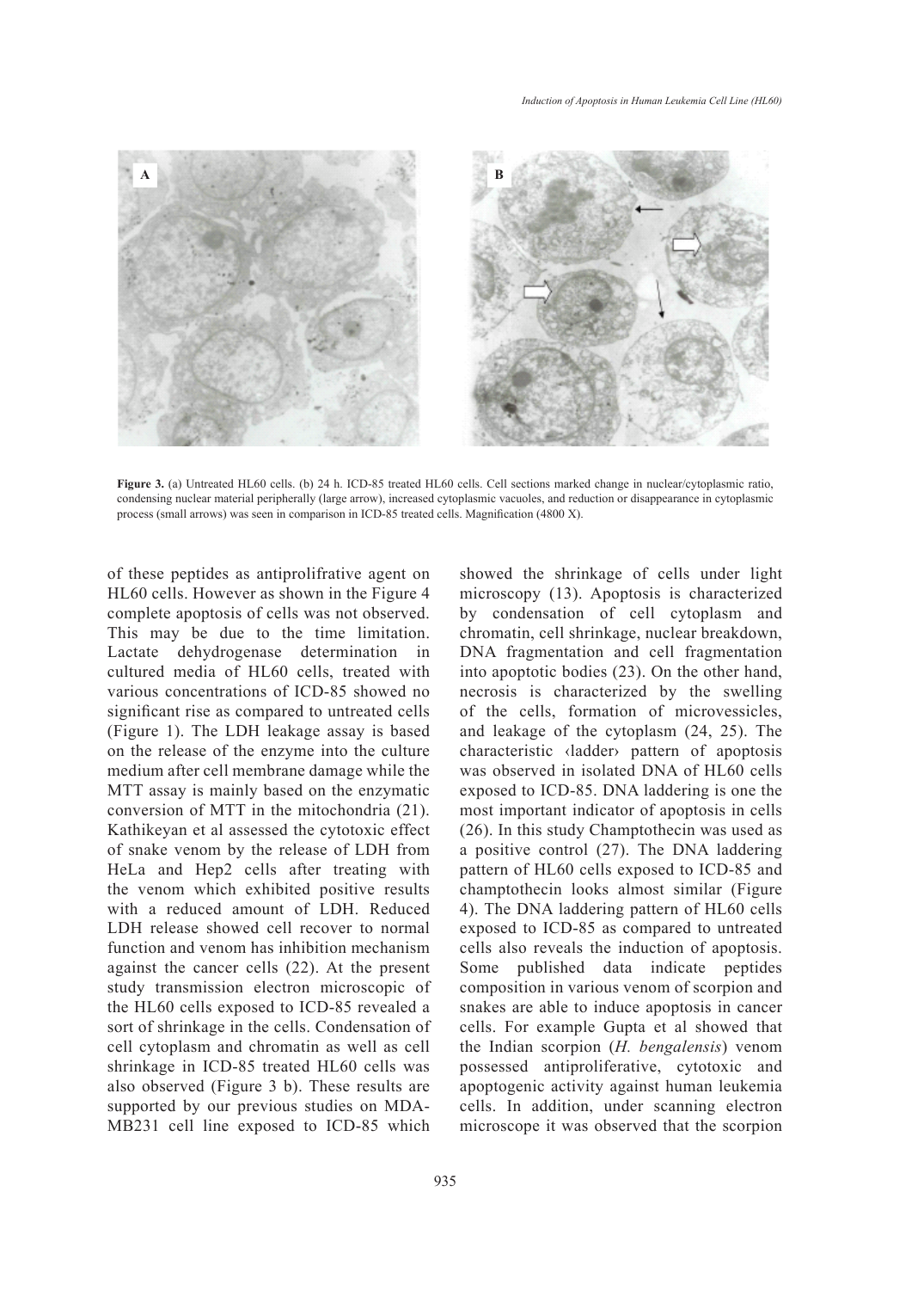**Figure 3.** (a) Untreated HL60 cells. (b) 24 h. ICD-85 treated HL60 cells. Cell sections marked change in nuclear/cytoplasmic ratio, condensing nuclear material peripherally (large arrow), increased cytoplasmic vacuoles, and reduction or disappearance in cytoplasmic process (small arrows) was seen in comparison in ICD-85 treated cells. Magnification (4800 X).

of these peptides as antiprolifrative agent on HL60 cells. However as shown in the Figure 4 complete apoptosis of cells was not observed. This may be due to the time limitation. Lactate dehydrogenase determination in cultured media of HL60 cells, treated with various concentrations of ICD-85 showed no significant rise as compared to untreated cells (Figure 1). The LDH leakage assay is based on the release of the enzyme into the culture medium after cell membrane damage while the MTT assay is mainly based on the enzymatic conversion of MTT in the mitochondria (21). Kathikeyan et al assessed the cytotoxic effect of snake venom by the release of LDH from HeLa and Hep2 cells after treating with the venom which exhibited positive results with a reduced amount of LDH. Reduced LDH release showed cell recover to normal function and venom has inhibition mechanism against the cancer cells (22). At the present study transmission electron microscopic of the HL60 cells exposed to ICD-85 revealed a sort of shrinkage in the cells. Condensation of cell cytoplasm and chromatin as well as cell shrinkage in ICD-85 treated HL60 cells was also observed (Figure 3 b). These results are supported by our previous studies on MDA-MB231 cell line exposed to ICD-85 which showed the shrinkage of cells under light microscopy (13). Apoptosis is characterized by condensation of cell cytoplasm and chromatin, cell shrinkage, nuclear breakdown, DNA fragmentation and cell fragmentation into apoptotic bodies (23). On the other hand, necrosis is characterized by the swelling of the cells, formation of microvessicles, and leakage of the cytoplasm (24, 25). The characteristic ‹ladder› pattern of apoptosis was observed in isolated DNA of HL60 cells exposed to ICD-85. DNA laddering is one the most important indicator of apoptosis in cells (26). In this study Champtothecin was used as a positive control (27). The DNA laddering pattern of HL60 cells exposed to ICD-85 and champtothecin looks almost similar (Figure 4). The DNA laddering pattern of HL60 cells exposed to ICD-85 as compared to untreated cells also reveals the induction of apoptosis. Some published data indicate peptides composition in various venom of scorpion and snakes are able to induce apoptosis in cancer cells. For example Gupta et al showed that the Indian scorpion (*H. bengalensis*) venom possessed antiproliferative, cytotoxic and apoptogenic activity against human leukemia cells. In addition, under scanning electron microscope it was observed that the scorpion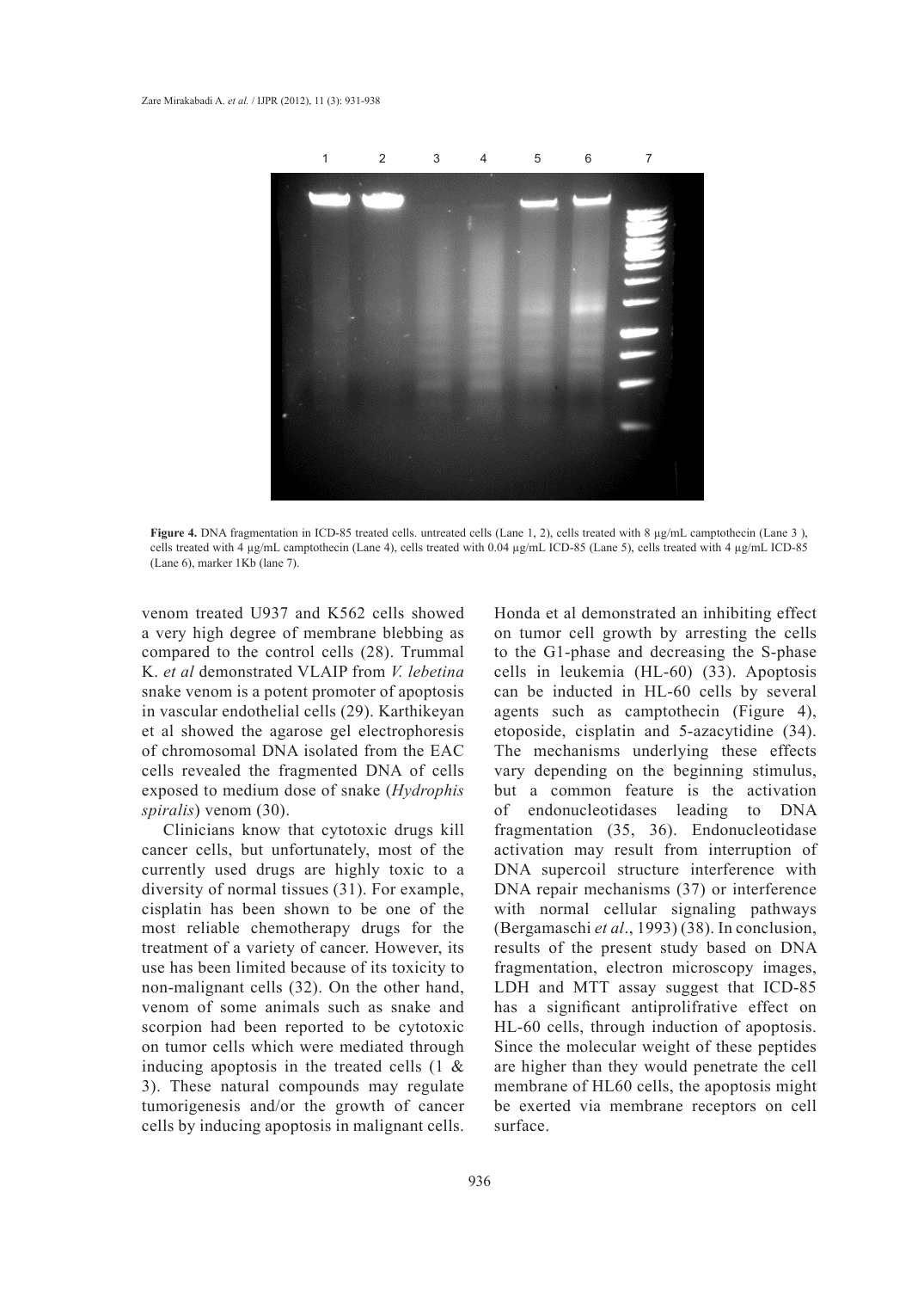Figure 4. DNA fragmentation in ICD-85 treated cells. untreated cells (Lane 1, 2), cells treated with 8 µg/mL camptothecin (Lane 3 ), cells treated with 4 µg/mL camptothecin (Lane 4), cells treated with 0.04 µg/mL ICD-85 (Lane 5), cells treated with 4 µg/mL ICD-85 (Lane 6), marker 1Kb (lane 7).

venom treated U937 and K562 cells showed a very high degree of membrane blebbing as compared to the control cells (28). Trummal K. *et al* demonstrated VLAIP from *V. lebetina* snake venom is a potent promoter of apoptosis in vascular endothelial cells (29). Karthikeyan et al showed the agarose gel electrophoresis of chromosomal DNA isolated from the EAC cells revealed the fragmented DNA of cells exposed to medium dose of snake (*Hydrophis spiralis*) venom (30).

Clinicians know that cytotoxic drugs kill cancer cells, but unfortunately, most of the currently used drugs are highly toxic to a diversity of normal tissues (31). For example, cisplatin has been shown to be one of the most reliable chemotherapy drugs for the treatment of a variety of cancer. However, its use has been limited because of its toxicity to non-malignant cells (32). On the other hand, venom of some animals such as snake and scorpion had been reported to be cytotoxic on tumor cells which were mediated through inducing apoptosis in the treated cells (1 & 3). These natural compounds may regulate tumorigenesis and/or the growth of cancer cells by inducing apoptosis in malignant cells. Honda et al demonstrated an inhibiting effect on tumor cell growth by arresting the cells to the G1-phase and decreasing the S-phase cells in leukemia (HL-60) (33). Apoptosis can be inducted in HL-60 cells by several agents such as camptothecin (Figure 4), etoposide, cisplatin and 5-azacytidine (34). The mechanisms underlying these effects vary depending on the beginning stimulus, but a common feature is the activation of endonucleotidases leading to DNA fragmentation (35, 36). Endonucleotidase activation may result from interruption of DNA supercoil structure interference with DNA repair mechanisms (37) or interference with normal cellular signaling pathways (Bergamaschi *et al*., 1993) (38). In conclusion, results of the present study based on DNA fragmentation, electron microscopy images, LDH and MTT assay suggest that ICD-85 has a significant antiprolifrative effect on HL-60 cells, through induction of apoptosis. Since the molecular weight of these peptides are higher than they would penetrate the cell membrane of HL60 cells, the apoptosis might be exerted via membrane receptors on cell surface.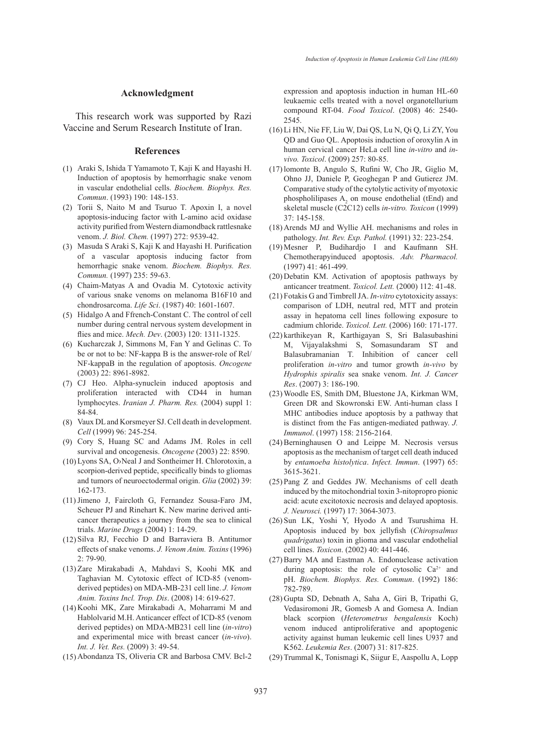## Acknowledgment

This research work was supported by Razi Vaccine and Serum Research Institute of Iran.

## References

(1) Araki S, Ishida T Yamamoto T, Kaji K and Hayashi H. Induction of apoptosis by hemorrhagic snake venom in vascular endothelial cells. *Biochem. Biophys. Res. Commun*. (1993) 190: 148-153.

(2) Torii S, Naito M and Tsuruo T. Apoxin I, a novel apoptosis-inducing factor with L-amino acid oxidase activity purified from Western diamondback rattlesnake venom. *J. Biol. Chem.* (1997) 272: 9539-42.

(3) Masuda S Araki S, Kaji K and Hayashi H. Purification of a vascular apoptosis inducing factor from hemorrhagic snake venom. *Biochem. Biophys. Res. Commun.* (1997) 235: 59-63.

(4) Chaim-Matyas A and Ovadia M. Cytotoxic activity of various snake venoms on melanoma B16F10 and chondrosarcoma. *Life Sci*. (1987) 40: 1601-1607.

(5) Hidalgo A and Ffrench-Constant C. The control of cell number during central nervous system development in flies and mice. *Mech. Dev*. (2003) 120: 1311-1325.

(6) Kucharczak J, Simmons M, Fan Y and Gelinas C. To be or not to be: NF-kappa B is the answer-role of Rel/NF-kappaB in the regulation of apoptosis. *Oncogene* (2003) 22: 8961-8982.

(7) CJ Heo. Alpha-synuclein induced apoptosis and proliferation interacted with CD44 in human lymphocytes. *Iranian J. Pharm. Res.* (2004) suppl 1: 84-84.

(8) Vaux DL and Korsmeyer SJ. Cell death in development. *Cell* (1999) 96: 245-254.

(9) Cory S, Huang SC and Adams JM. Roles in cell survival and oncogenesis. *Oncogene* (2003) 22: 8590.

(10) Lyons SA, O›Neal J and Sontheimer H. Chlorotoxin, a scorpion-derived peptide, specifically binds to gliomas and tumors of neuroectodermal origin. *Glia* (2002) 39: 162-173.

(11) Jimeno J, Faircloth G, Fernandez Sousa-Faro JM, Scheuer PJ and Rinehart K. New marine derived anti-cancer therapeutics a journey from the sea to clinical trials. *Marine Drugs* (2004) 1: 14-29.

(12) Silva RJ, Fecchio D and Barraviera B. Antitumor effects of snake venoms. *J. Venom Anim. Toxins* (1996) 2: 79-90.

(13) Zare Mirakabadi A, Mahdavi S, Koohi MK and Taghavian M. Cytotoxic effect of ICD-85 (venom-derived peptides) on MDA-MB-231 cell line. *J. Venom Anim. Toxins Incl. Trop. Dis*. (2008) 14: 619-627.

(14) Koohi MK, Zare Mirakabadi A, Moharrami M and Hablolvarid M.H. Anticancer effect of ICD-85 (venom derived peptides) on MDA-MB231 cell line (*in-vitro*) and experimental mice with breast cancer (*in-vivo*). *Int. J. Vet. Res.* (2009) 3: 49-54.

(15) Abondanza TS, Oliveria CR and Barbosa CMV. Bcl-2 expression and apoptosis induction in human HL-60 leukaemic cells treated with a novel organotellurium compound RT-04. *Food Toxicol*. (2008) 46: 2540-2545.

(16) Li HN, Nie FF, Liu W, Dai QS, Lu N, Qi Q, Li ZY, You QD and Guo QL. Apoptosis induction of oroxylin A in human cervical cancer HeLa cell line *in-vitro* and *in-vivo. Toxicol*. (2009) 257: 80-85.

(17) lomonte B, Angulo S, Rufini W, Cho JR, Giglio M, Ohno JJ, Daniele P, Geoghegan P and Gutierez JM. Comparative study of the cytolytic activity of myotoxic phospholilipases $A_2$ on mouse endothelial (tEnd) and skeletal muscle (C2C12) cells *in-vitro. Toxicon* (1999) 37: 145-158.

(18) Arends MJ and Wyllie AH. mechanisms and roles in pathology. *Int. Rev. Exp. Pathol.* (1991) 32: 223-254.

(19) Mesner P, Budihardjo I and Kaufmann SH. Chemotherapyinduced apoptosis. *Adv. Pharmacol.* (1997) 41: 461-499.

(20) Debatin KM. Activation of apoptosis pathways by anticancer treatment. *Toxicol. Lett.* (2000) 112: 41-48.

(21) Fotakis G and Timbrell JA. *In-vitro* cytotoxicity assays: comparison of LDH, neutral red, MTT and protein assay in hepatoma cell lines following exposure to cadmium chloride. *Toxicol. Lett.* (2006) 160: 171-177.

(22) karthikeyan R, Karthigayan S, Sri Balasubashini M, Vijayalakshmi S, Somasundaram ST and Balasubramanian T. Inhibition of cancer cell proliferation *in-vitro* and tumor growth *in-vivo* by *Hydrophis spiralis* sea snake venom. *Int. J. Cancer Res*. (2007) 3: 186-190.

(23) Woodle ES, Smith DM, Bluestone JA, Kirkman WM, Green DR and Skowronski EW. Anti-human class I MHC antibodies induce apoptosis by a pathway that is distinct from the Fas antigen-mediated pathway. *J. Immunol*. (1997) 158: 2156-2164.

(24) Berninghausen O and Leippe M. Necrosis versus apoptosis as the mechanism of target cell death induced by *entamoeba histolytica*. *Infect. Immun*. (1997) 65: 3615-3621.

(25) Pang Z and Geddes JW. Mechanisms of cell death induced by the mitochondrial toxin 3-nitopropro pionic acid: acute excitotoxic necrosis and delayed apoptosis. *J. Neurosci.* (1997) 17: 3064-3073.

(26) Sun LK, Yoshi Y, Hyodo A and Tsurushima H. Apoptosis induced by box jellyfish (*Chiropsalmus quadrigatus*) toxin in glioma and vascular endothelial cell lines. *Toxicon*. (2002) 40: 441-446.

(27) Barry MA and Eastman A. Endonuclease activation during apoptosis: the role of cytosolic $Ca^{2+}$ and pH. *Biochem. Biophys. Res. Commun*. (1992) 186: 782-789.

(28) Gupta SD, Debnath A, Saha A, Giri B, Tripathi G, Vedasiromoni JR, Gomesb A and Gomesa A. Indian black scorpion (*Heterometrus bengalensis* Koch) venom induced antiproliferative and apoptogenic activity against human leukemic cell lines U937 and K562. *Leukemia Res*. (2007) 31: 817-825.

(29) Trummal K, Tonismagi K, Siigur E, Aaspollu A, Lopp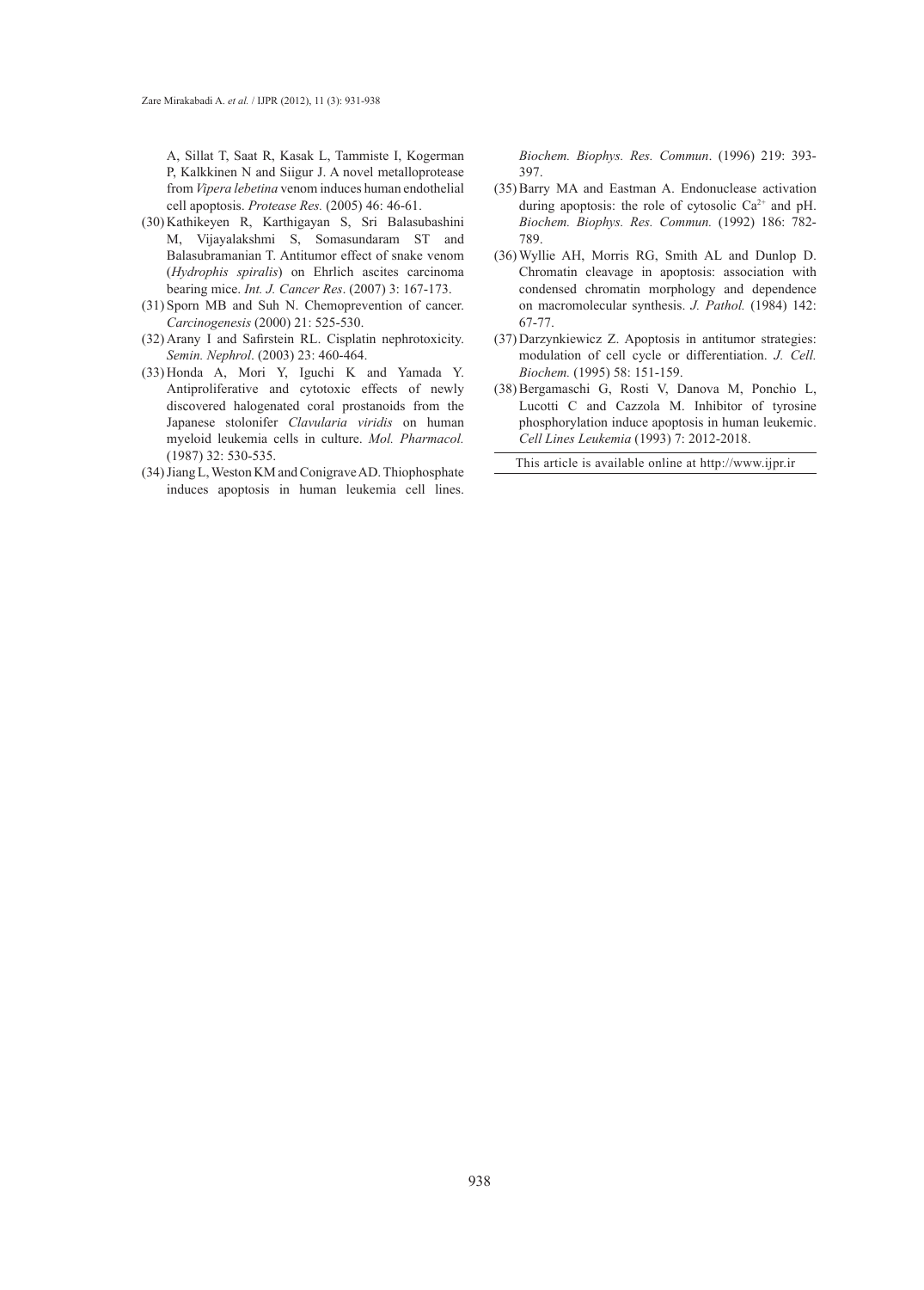A, Sillat T, Saat R, Kasak L, Tammiste I, Kogerman P, Kalkkinen N and Siigur J. A novel metalloprotease from *Vipera lebetina* venom induces human endothelial cell apoptosis. *Protease Res.* (2005) 46: 46-61.

(30) Kathikeyen R, Karthigayan S, Sri Balasubashini M, Vijayalakshmi S, Somasundaram ST and Balasubramanian T. Antitumor effect of snake venom (*Hydrophis spiralis*) on Ehrlich ascites carcinoma bearing mice. *Int. J. Cancer Res*. (2007) 3: 167-173.

(31) Sporn MB and Suh N. Chemoprevention of cancer. *Carcinogenesis* (2000) 21: 525-530.

(32) Arany I and Safirstein RL. Cisplatin nephrotoxicity. *Semin. Nephrol*. (2003) 23: 460-464.

(33) Honda A, Mori Y, Iguchi K and Yamada Y. Antiproliferative and cytotoxic effects of newly discovered halogenated coral prostanoids from the Japanese stolonifer *Clavularia viridis* on human myeloid leukemia cells in culture. *Mol. Pharmacol.* (1987) 32: 530-535.

(34) Jiang L, Weston KM and Conigrave AD. Thiophosphate induces apoptosis in human leukemia cell lines. *Biochem. Biophys. Res. Commun*. (1996) 219: 393-397.

(35) Barry MA and Eastman A. Endonuclease activation during apoptosis: the role of cytosolic $Ca^{2+}$ and pH. *Biochem. Biophys. Res. Commun.* (1992) 186: 782-789.

(36) Wyllie AH, Morris RG, Smith AL and Dunlop D. Chromatin cleavage in apoptosis: association with condensed chromatin morphology and dependence on macromolecular synthesis. *J. Pathol.* (1984) 142: 67-77.

(37) Darzynkiewicz Z. Apoptosis in antitumor strategies: modulation of cell cycle or differentiation. *J. Cell. Biochem.* (1995) 58: 151-159.

(38) Bergamaschi G, Rosti V, Danova M, Ponchio L, Lucotti C and Cazzola M. Inhibitor of tyrosine phosphorylation induce apoptosis in human leukemic. *Cell Lines Leukemia* (1993) 7: 2012-2018.

This article is available online at http://www.ijpr.ir